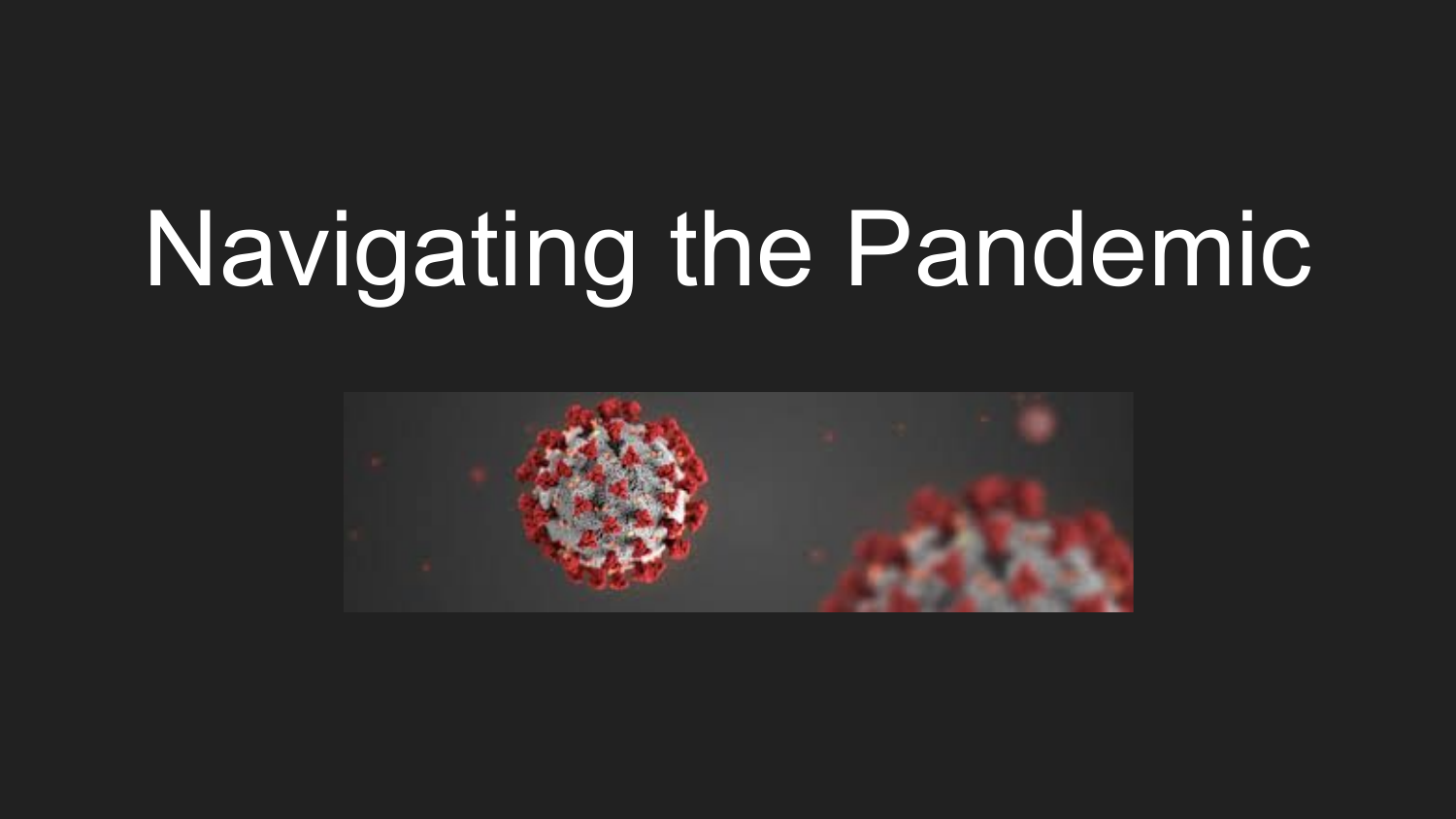# Navigating the Pandemic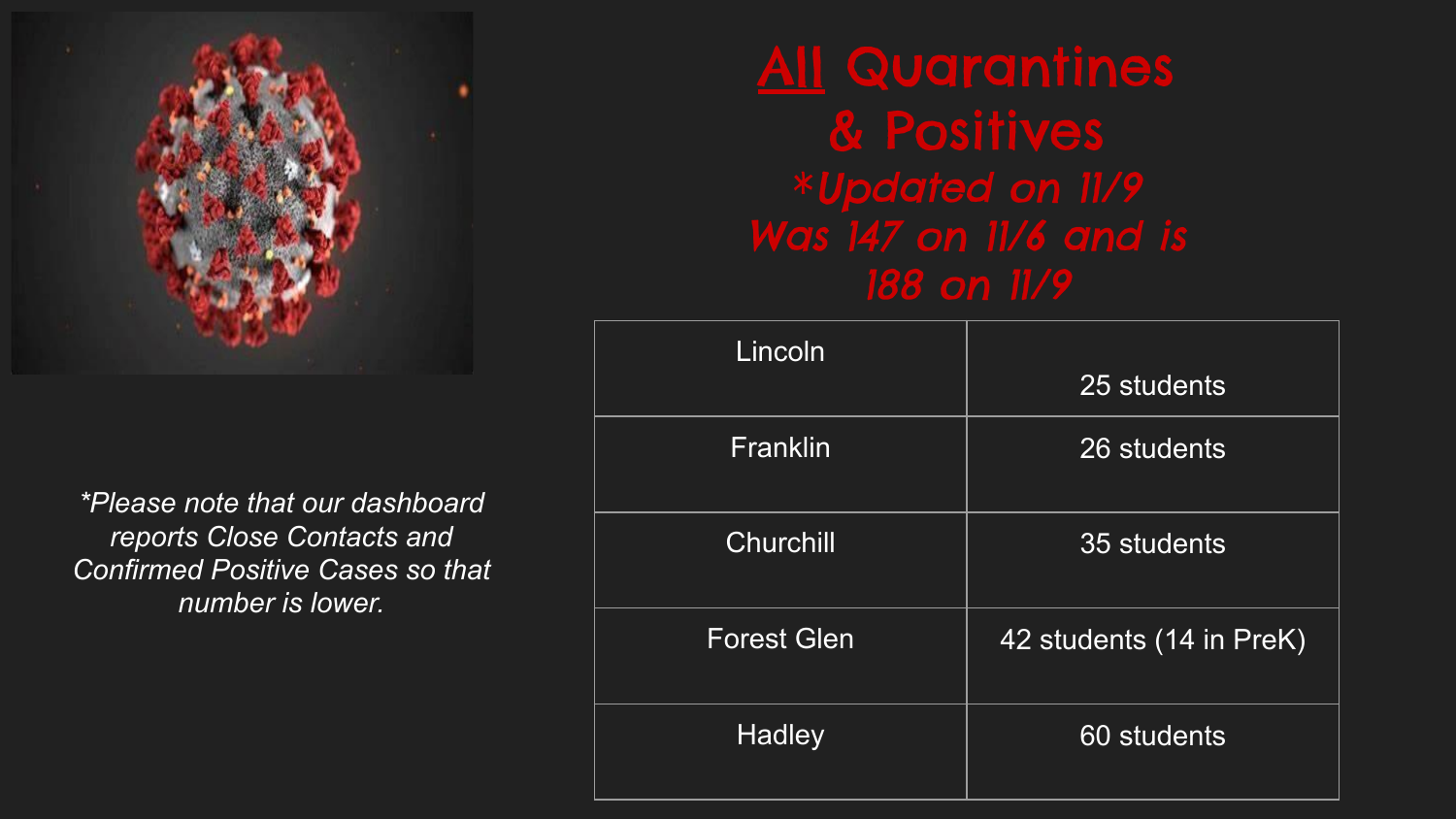# <u>All</u> Quarantines & Positives

*\*Updated on 11/9*
*Was 147 on 11/6 and is 188 on 11/9*

| | |
|---|---|
| Lincoln | 25 students |
| Franklin | 26 students |
| Churchill | 35 students |
| Forest Glen | 42 students (14 in PreK) |
| Hadley | 60 students |

*\*Please note that our dashboard reports Close Contacts and Confirmed Positive Cases so that number is lower.*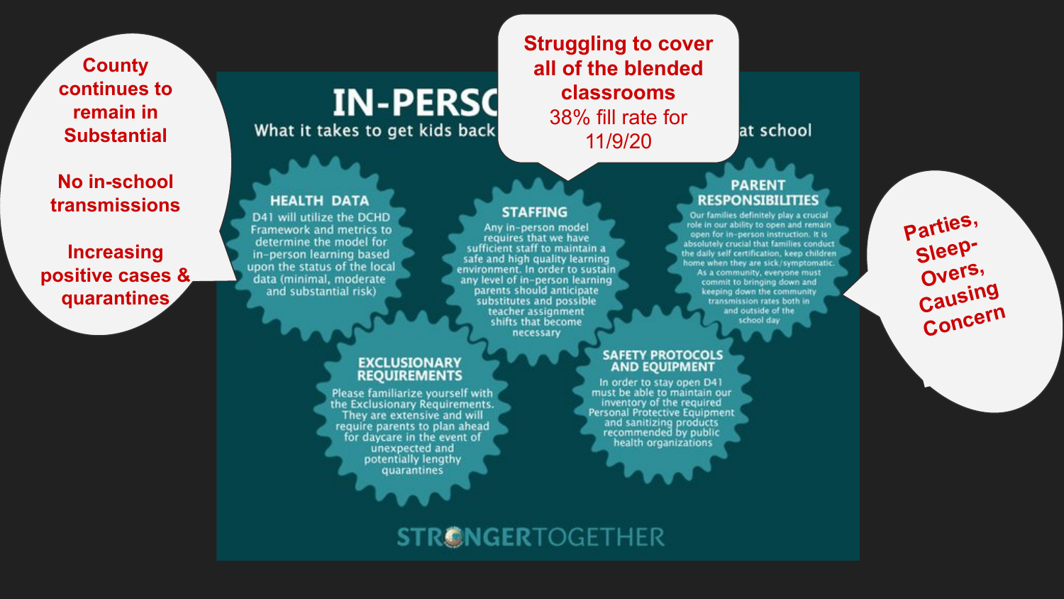# IN-PERSO[N]

What it takes to get kids back [...] at school

County continues to remain in Substantial

No in-school transmissions

Increasing positive cases & quarantines

**Struggling to cover all of the blended classrooms**

38% fill rate for 11/9/20

Parties, Sleep-Overs, Causing Concern

## HEALTH DATA

D41 will utilize the DCHD Framework and metrics to determine the model for in-person learning based upon the status of the local data (minimal, moderate and substantial risk)

## STAFFING

Any in-person model requires that we have sufficient staff to maintain a safe and high quality learning environment. In order to sustain any level of in-person learning parents should anticipate substitutes and possible teacher assignment shifts that become necessary

## PARENT RESPONSIBILITIES

Our families definitely play a crucial role in our ability to open and remain open for in-person instruction. It is absolutely crucial that families conduct the daily self certification, keep children home when they are sick/symptomatic. As a community, everyone must commit to bringing down and keeping down the community transmission rates both in and outside of the school day

## EXCLUSIONARY REQUIREMENTS

Please familiarize yourself with the Exclusionary Requirements. They are extensive and will require parents to plan ahead for daycare in the event of unexpected and potentially lengthy quarantines

## SAFETY PROTOCOLS AND EQUIPMENT

In order to stay open D41 must be able to maintain our inventory of the required Personal Protective Equipment and sanitizing products recommended by public health organizations

STRONGERTOGETHER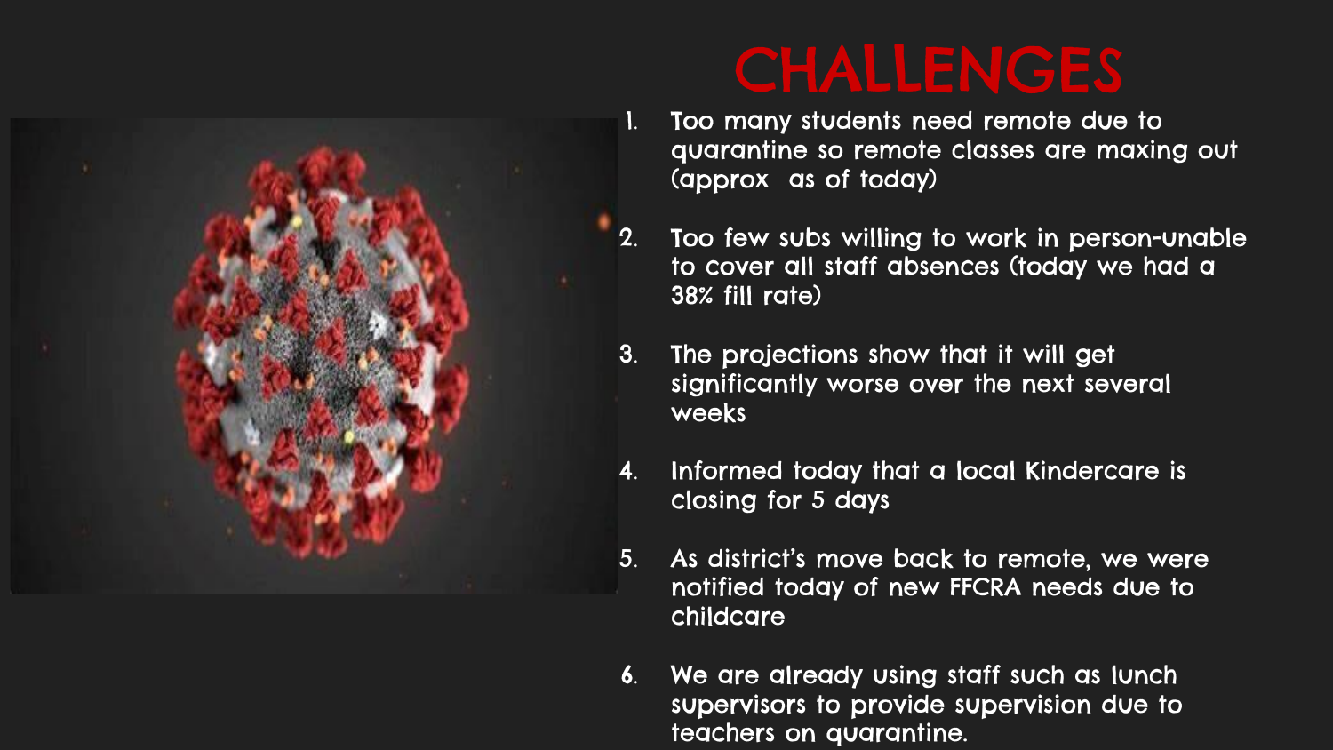# CHALLENGES

1. Too many students need remote due to quarantine so remote classes are maxing out (approx  as of today)

2. Too few subs willing to work in person-unable to cover all staff absences (today we had a 38% fill rate)

3. The projections show that it will get significantly worse over the next several weeks

4. Informed today that a local Kindercare is closing for 5 days

5. As district's move back to remote, we were notified today of new FFCRA needs due to childcare

6. We are already using staff such as lunch supervisors to provide supervision due to teachers on quarantine.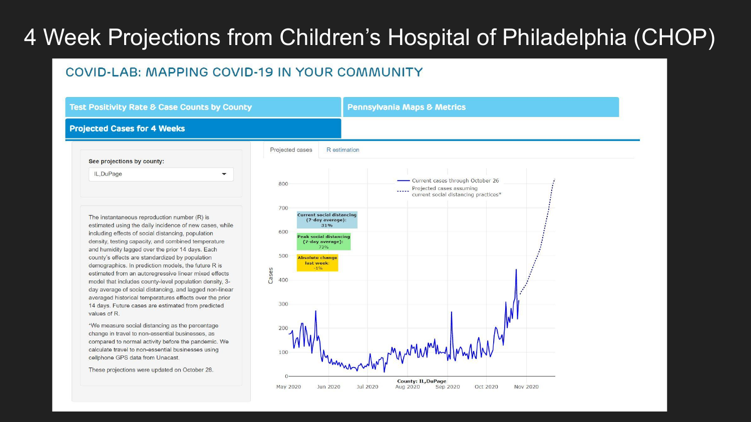# 4 Week Projections from Children's Hospital of Philadelphia (CHOP)

## COVID-LAB: MAPPING COVID-19 IN YOUR COMMUNITY

Test Positivity Rate & Case Counts by County | Pennsylvania Maps & Metrics

**Projected Cases for 4 Weeks**

See projections by county:

IL,DuPage

The instantaneous reproduction number (R) is estimated using the daily incidence of new cases, while including effects of social distancing, population density, testing capacity, and combined temperature and humidity lagged over the prior 14 days. Each county's effects are standardized by population demographics. In prediction models, the future R is estimated from an autoregressive linear mixed effects model that includes county-level population density, 3-day average of social distancing, and lagged non-linear averaged historical temperatures effects over the prior 14 days. Future cases are estimated from predicted values of R.

*We measure social distancing as the percentage change in travel to non-essential businesses, as compared to normal activity before the pandemic. We calculate travel to non-essential businesses using cellphone GPS data from Unacast.

These projections were updated on October 28.

Projected cases | R estimation

Current cases through October 26

Projected cases assuming current social distancing practices*

Current social distancing (7-day average): 31%

Peak social distancing (7-day average): 73%

Absolute change last week: -1%

County: IL,DuPage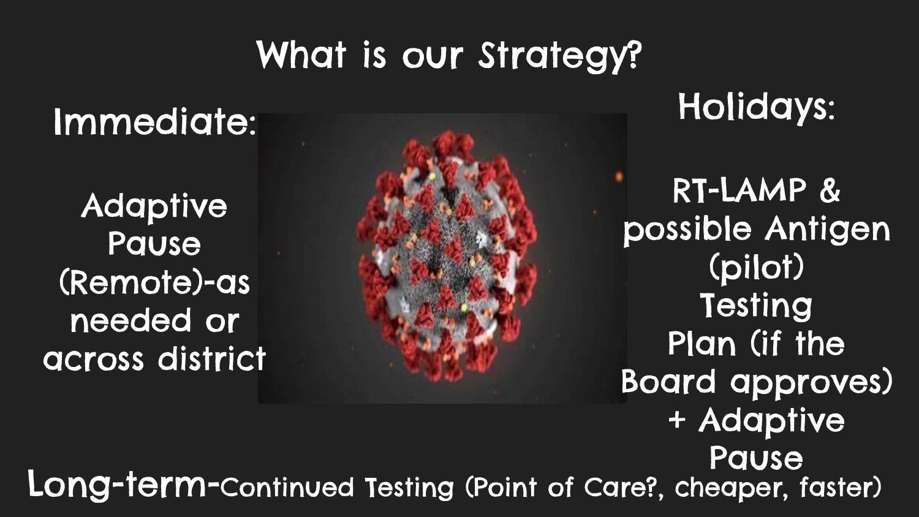# What is our Strategy?

**Immediate:**

Adaptive Pause (Remote)-as needed or across district

**Holidays:**

RT-LAMP & possible Antigen (pilot) Testing Plan (if the Board approves) + Adaptive Pause

**Long-term-**Continued Testing (Point of Care?, cheaper, faster)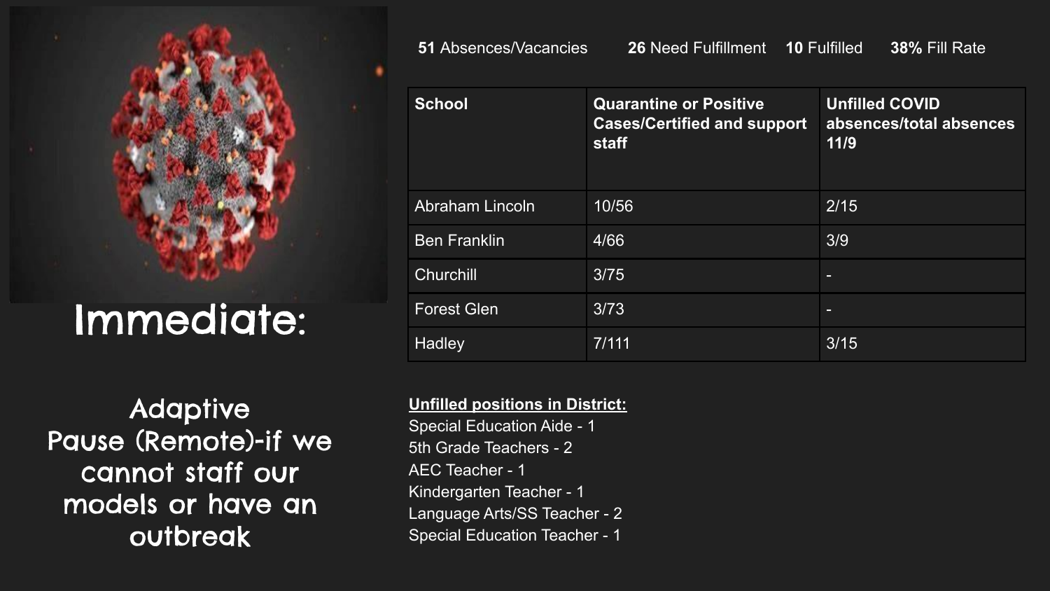# Immediate:

Adaptive Pause (Remote)-if we cannot staff our models or have an outbreak

**51** Absences/Vacancies **26** Need Fulfillment **10** Fulfilled **38%** Fill Rate

| School | Quarantine or Positive Cases/Certified and support staff | Unfilled COVID absences/total absences 11/9 |
|---|---|---|
| Abraham Lincoln | 10/56 | 2/15 |
| Ben Franklin | 4/66 | 3/9 |
| Churchill | 3/75 | - |
| Forest Glen | 3/73 | - |
| Hadley | 7/111 | 3/15 |

**Unfilled positions in District:**

Special Education Aide - 1
5th Grade Teachers - 2
AEC Teacher - 1
Kindergarten Teacher - 1
Language Arts/SS Teacher - 2
Special Education Teacher - 1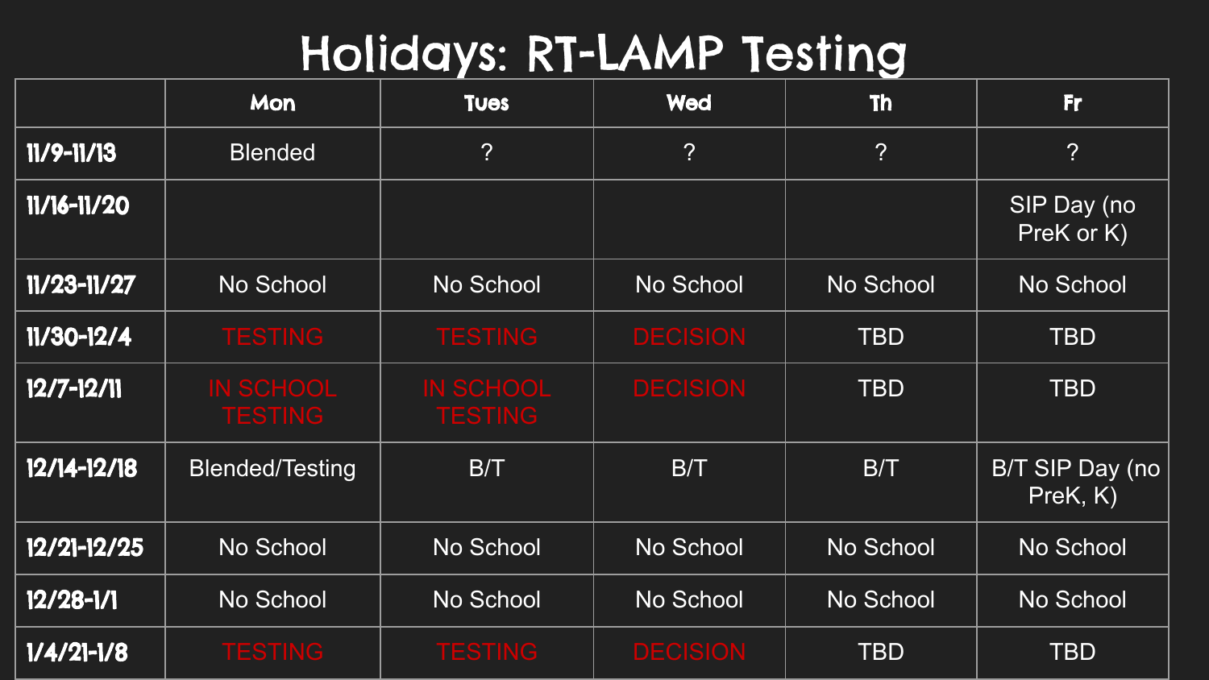# Holidays: RT-LAMP Testing

| | Mon | Tues | Wed | Th | Fr |
|---|---|---|---|---|---|
| 11/9-11/13 | Blended | ? | ? | ? | ? |
| 11/16-11/20 | | | | | SIP Day (no PreK or K) |
| 11/23-11/27 | No School | No School | No School | No School | No School |
| 11/30-12/4 | TESTING | TESTING | DECISION | TBD | TBD |
| 12/7-12/11 | IN SCHOOL TESTING | IN SCHOOL TESTING | DECISION | TBD | TBD |
| 12/14-12/18 | Blended/Testing | B/T | B/T | B/T | B/T SIP Day (no PreK, K) |
| 12/21-12/25 | No School | No School | No School | No School | No School |
| 12/28-1/1 | No School | No School | No School | No School | No School |
| 1/4/21-1/8 | TESTING | TESTING | DECISION | TBD | TBD |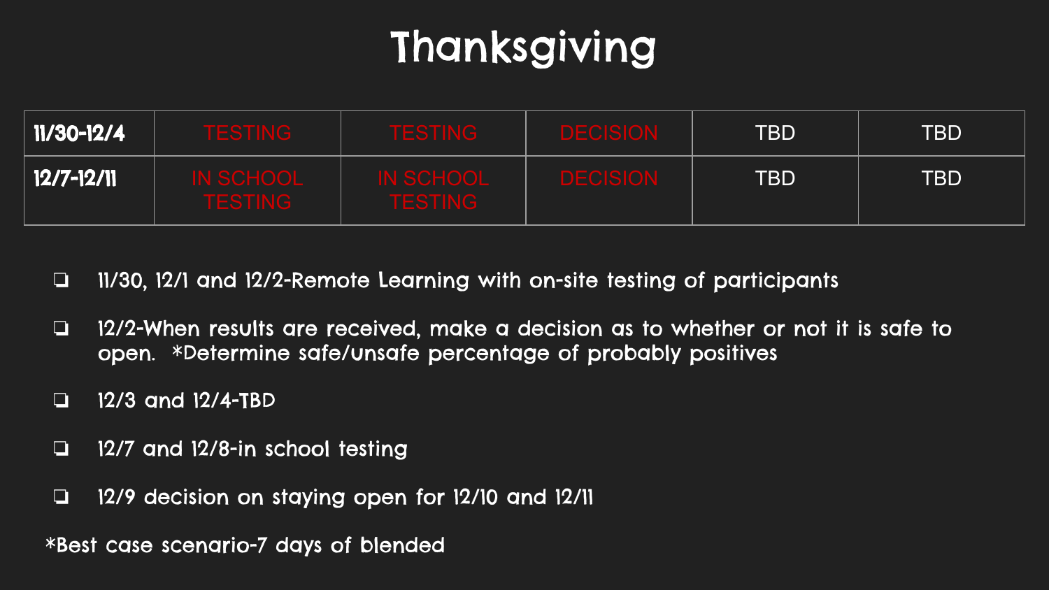# Thanksgiving

| 11/30-12/4 | TESTING | TESTING | DECISION | TBD | TBD |
|---|---|---|---|---|---|
| 12/7-12/11 | IN SCHOOL TESTING | IN SCHOOL TESTING | DECISION | TBD | TBD |

- 11/30, 12/1 and 12/2-Remote Learning with on-site testing of participants
- 12/2-When results are received, make a decision as to whether or not it is safe to open. *Determine safe/unsafe percentage of probably positives
- 12/3 and 12/4-TBD
- 12/7 and 12/8-in school testing
- 12/9 decision on staying open for 12/10 and 12/11

*Best case scenario-7 days of blended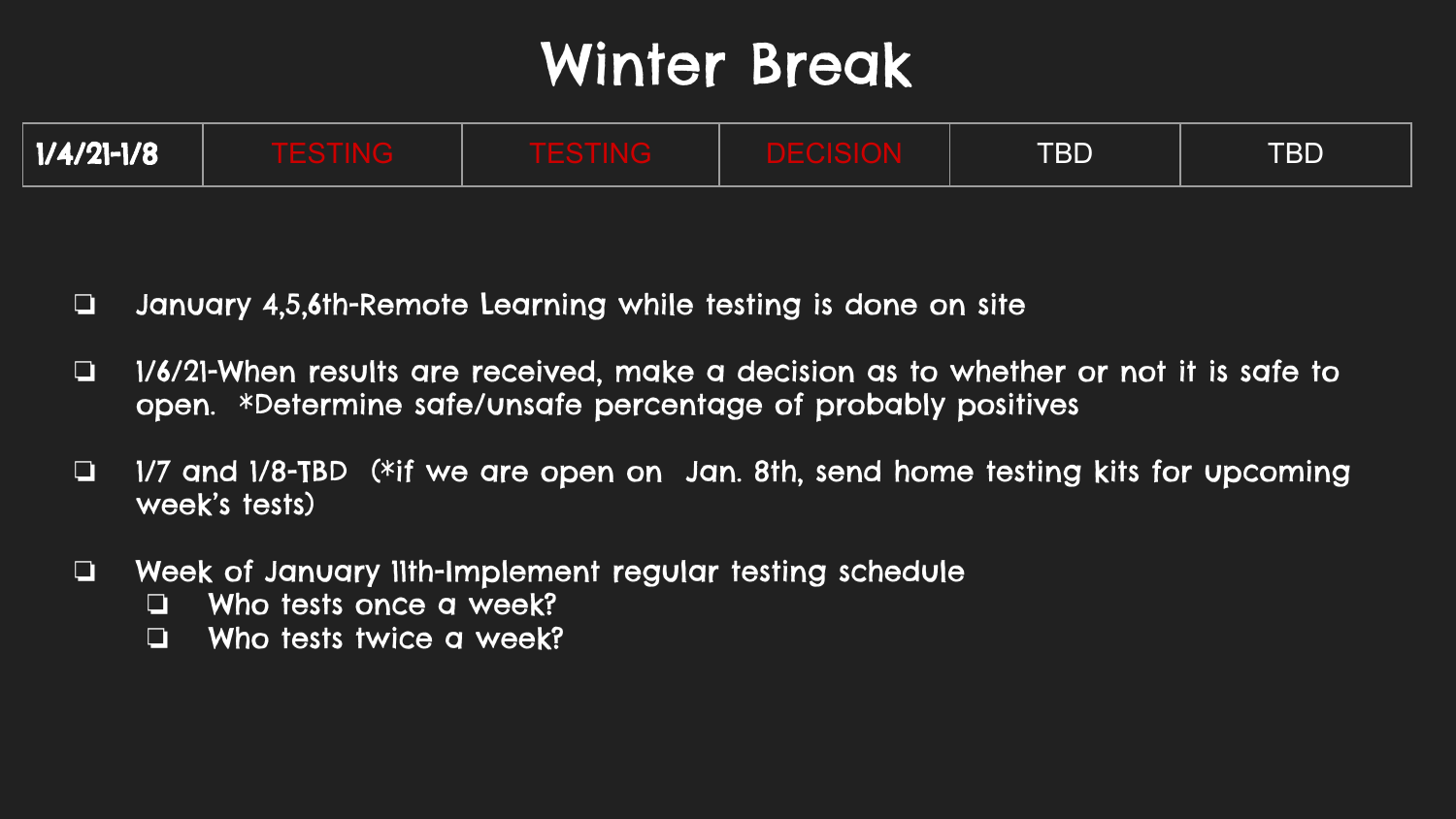# Winter Break

| 1/4/21-1/8 | TESTING | TESTING | DECISION | TBD | TBD |
|---|---|---|---|---|---|

- January 4,5,6th-Remote Learning while testing is done on site
- 1/6/21-When results are received, make a decision as to whether or not it is safe to open. *Determine safe/unsafe percentage of probably positives
- 1/7 and 1/8-TBD (*if we are open on Jan. 8th, send home testing kits for upcoming week's tests)
- Week of January 11th-Implement regular testing schedule
  - Who tests once a week?
  - Who tests twice a week?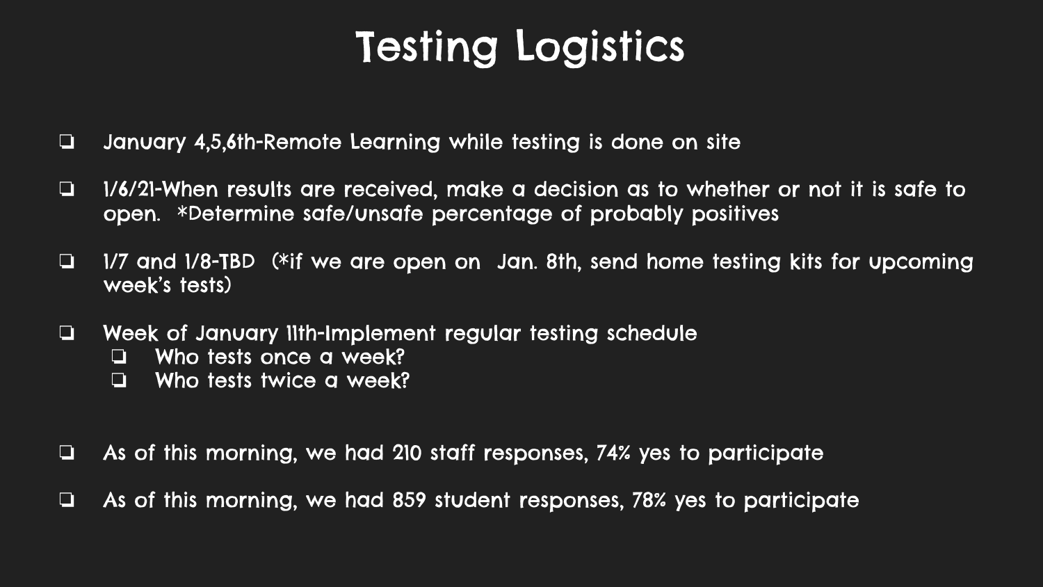# Testing Logistics

- January 4,5,6th-Remote Learning while testing is done on site
- 1/6/21-When results are received, make a decision as to whether or not it is safe to open. *Determine safe/unsafe percentage of probably positives
- 1/7 and 1/8-TBD (*if we are open on Jan. 8th, send home testing kits for upcoming week's tests)
- Week of January 11th-Implement regular testing schedule
  - Who tests once a week?
  - Who tests twice a week?
- As of this morning, we had 210 staff responses, 74% yes to participate
- As of this morning, we had 859 student responses, 78% yes to participate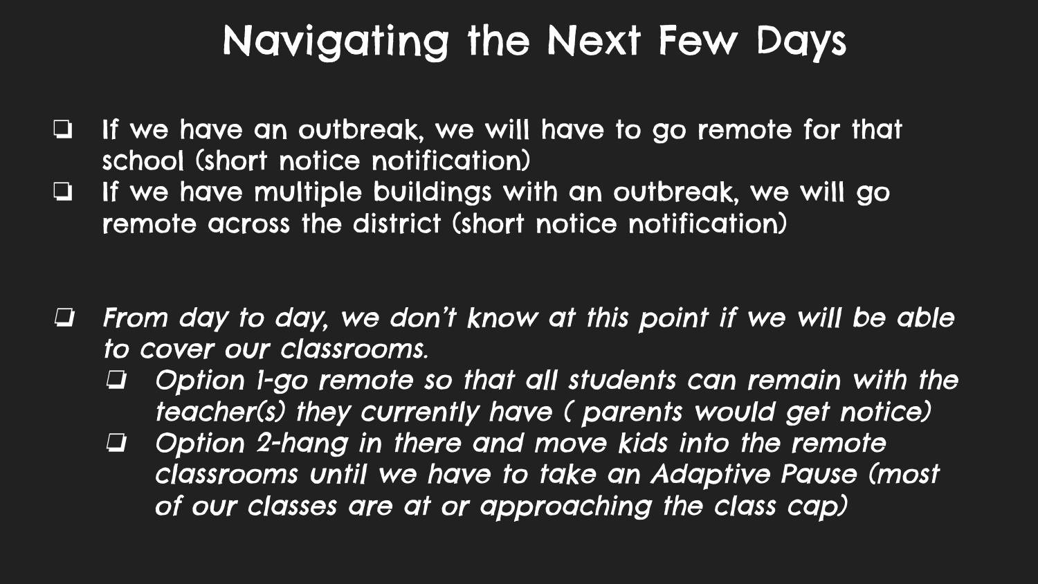# Navigating the Next Few Days

- If we have an outbreak, we will have to go remote for that school (short notice notification)
- If we have multiple buildings with an outbreak, we will go remote across the district (short notice notification)

- *From day to day, we don't know at this point if we will be able to cover our classrooms.*
  - *Option 1-go remote so that all students can remain with the teacher(s) they currently have ( parents would get notice)*
  - *Option 2-hang in there and move kids into the remote classrooms until we have to take an Adaptive Pause (most of our classes are at or approaching the class cap)*